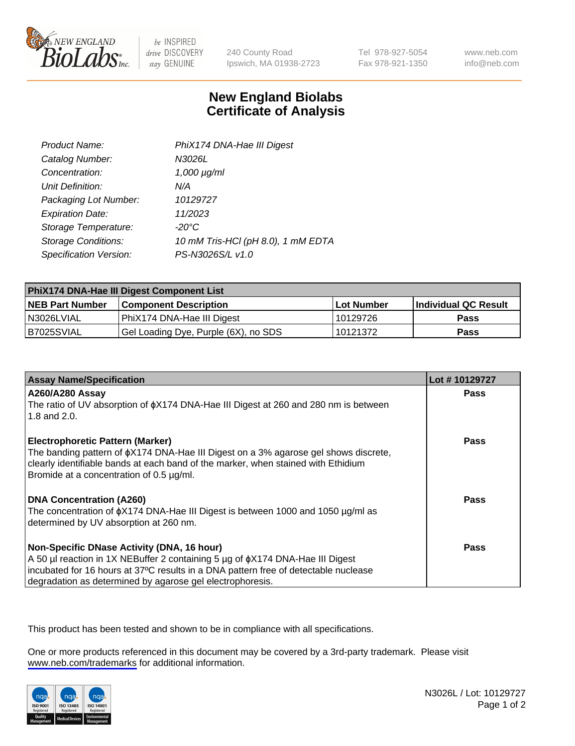# New England Biolabs
## Certificate of Analysis

| | |
|---|---|
| *Product Name:* | *PhiX174 DNA-Hae III Digest* |
| *Catalog Number:* | *N3026L* |
| *Concentration:* | *1,000 µg/ml* |
| *Unit Definition:* | *N/A* |
| *Packaging Lot Number:* | *10129727* |
| *Expiration Date:* | *11/2023* |
| *Storage Temperature:* | *-20°C* |
| *Storage Conditions:* | *10 mM Tris-HCl (pH 8.0), 1 mM EDTA* |
| *Specification Version:* | *PS-N3026S/L v1.0* |

| PhiX174 DNA-Hae III Digest Component List | | | |
|---|---|---|---|
| **NEB Part Number** | **Component Description** | **Lot Number** | **Individual QC Result** |
| N3026LVIAL | PhiX174 DNA-Hae III Digest | 10129726 | **Pass** |
| B7025SVIAL | Gel Loading Dye, Purple (6X), no SDS | 10121372 | **Pass** |

| Assay Name/Specification | Lot # 10129727 |
|---|---|
| **A260/A280 Assay**<br>The ratio of UV absorption of ϕX174 DNA-Hae III Digest at 260 and 280 nm is between 1.8 and 2.0. | **Pass** |
| **Electrophoretic Pattern (Marker)**<br>The banding pattern of ϕX174 DNA-Hae III Digest on a 3% agarose gel shows discrete, clearly identifiable bands at each band of the marker, when stained with Ethidium Bromide at a concentration of 0.5 µg/ml. | **Pass** |
| **DNA Concentration (A260)**<br>The concentration of ϕX174 DNA-Hae III Digest is between 1000 and 1050 µg/ml as determined by UV absorption at 260 nm. | **Pass** |
| **Non-Specific DNase Activity (DNA, 16 hour)**<br>A 50 µl reaction in 1X NEBuffer 2 containing 5 µg of ϕX174 DNA-Hae III Digest incubated for 16 hours at 37ºC results in a DNA pattern free of detectable nuclease degradation as determined by agarose gel electrophoresis. | **Pass** |

This product has been tested and shown to be in compliance with all specifications.

One or more products referenced in this document may be covered by a 3rd-party trademark. Please visit www.neb.com/trademarks for additional information.

N3026L / Lot: 10129727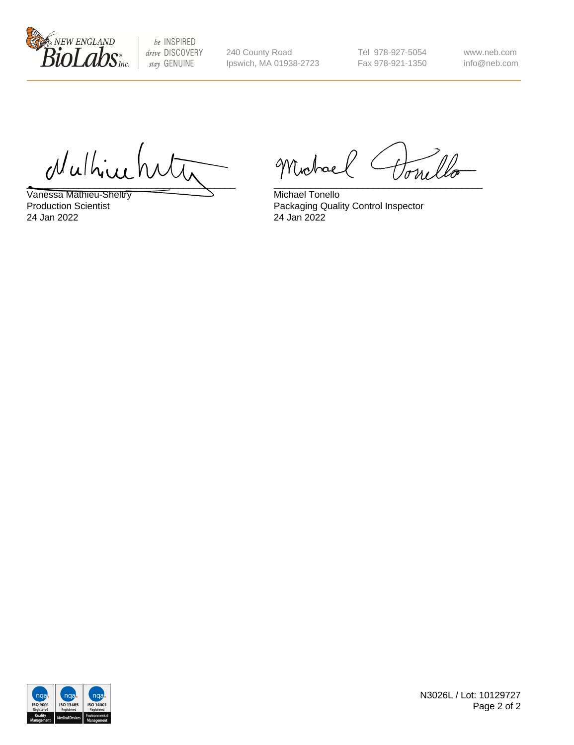Vanessa Mathieu-Sheltry
Production Scientist
24 Jan 2022

Michael Tonello
Packaging Quality Control Inspector
24 Jan 2022

N3026L / Lot: 10129727